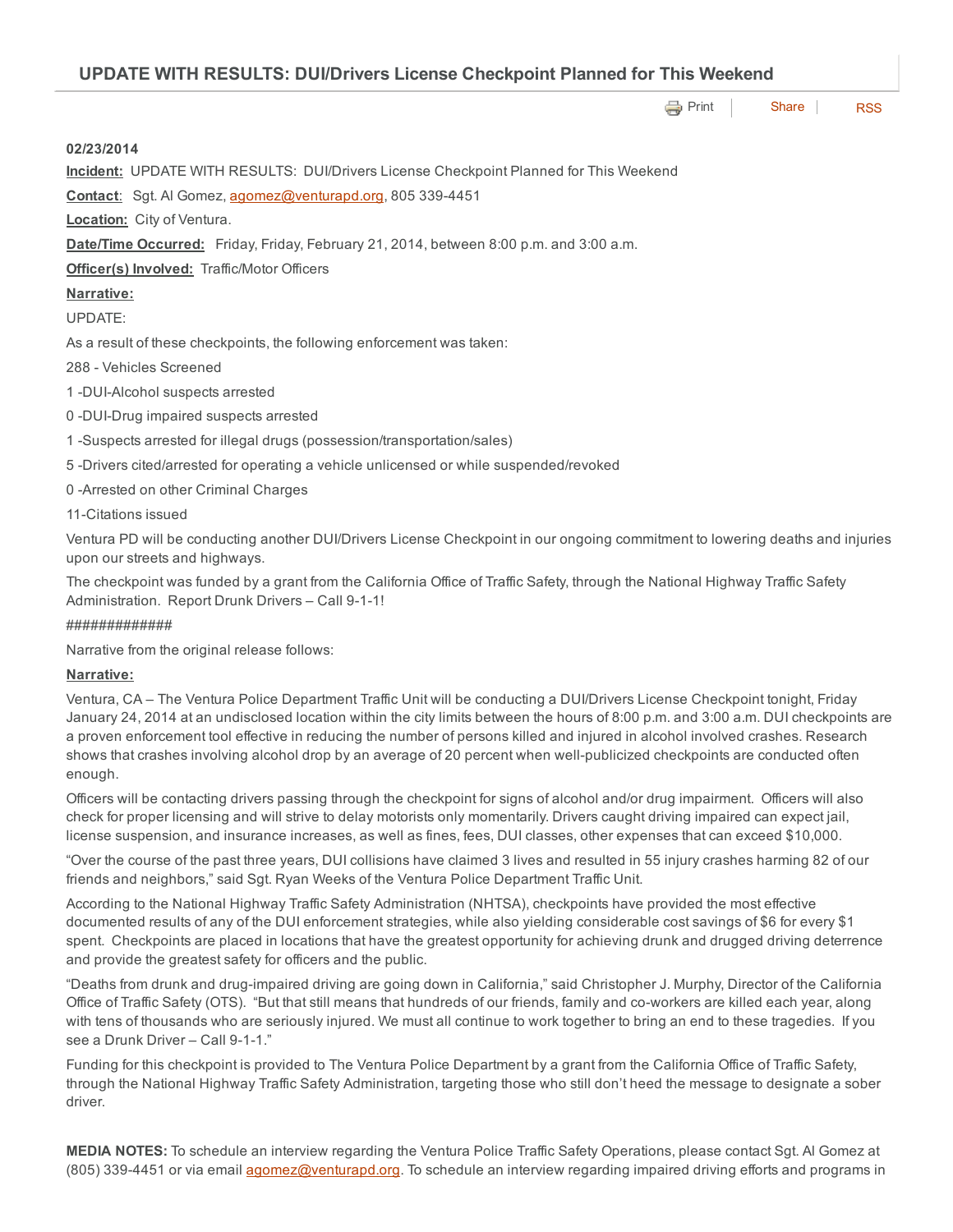# UPDATE WITH RESULTS: DUI/Drivers License Checkpoint Planned for This Weekend

Print | Share | RSS

**02/23/2014**

**Incident:** UPDATE WITH RESULTS: DUI/Drivers License Checkpoint Planned for This Weekend

**Contact**: Sgt. Al Gomez, agomez@venturapd.org, 805 339-4451

**Location:** City of Ventura.

**Date/Time Occurred:** Friday, Friday, February 21, 2014, between 8:00 p.m. and 3:00 a.m.

**Officer(s) Involved:** Traffic/Motor Officers

**Narrative:**

UPDATE:

As a result of these checkpoints, the following enforcement was taken:

288 - Vehicles Screened

1 -DUI-Alcohol suspects arrested

0 -DUI-Drug impaired suspects arrested

1 -Suspects arrested for illegal drugs (possession/transportation/sales)

5 -Drivers cited/arrested for operating a vehicle unlicensed or while suspended/revoked

0 -Arrested on other Criminal Charges

11-Citations issued

Ventura PD will be conducting another DUI/Drivers License Checkpoint in our ongoing commitment to lowering deaths and injuries upon our streets and highways.

The checkpoint was funded by a grant from the California Office of Traffic Safety, through the National Highway Traffic Safety Administration. Report Drunk Drivers – Call 9-1-1!

#############

Narrative from the original release follows:

**Narrative:**

Ventura, CA – The Ventura Police Department Traffic Unit will be conducting a DUI/Drivers License Checkpoint tonight, Friday January 24, 2014 at an undisclosed location within the city limits between the hours of 8:00 p.m. and 3:00 a.m. DUI checkpoints are a proven enforcement tool effective in reducing the number of persons killed and injured in alcohol involved crashes. Research shows that crashes involving alcohol drop by an average of 20 percent when well-publicized checkpoints are conducted often enough.

Officers will be contacting drivers passing through the checkpoint for signs of alcohol and/or drug impairment. Officers will also check for proper licensing and will strive to delay motorists only momentarily. Drivers caught driving impaired can expect jail, license suspension, and insurance increases, as well as fines, fees, DUI classes, other expenses that can exceed $10,000.

"Over the course of the past three years, DUI collisions have claimed 3 lives and resulted in 55 injury crashes harming 82 of our friends and neighbors," said Sgt. Ryan Weeks of the Ventura Police Department Traffic Unit.

According to the National Highway Traffic Safety Administration (NHTSA), checkpoints have provided the most effective documented results of any of the DUI enforcement strategies, while also yielding considerable cost savings of $6 for every $1 spent. Checkpoints are placed in locations that have the greatest opportunity for achieving drunk and drugged driving deterrence and provide the greatest safety for officers and the public.

"Deaths from drunk and drug-impaired driving are going down in California," said Christopher J. Murphy, Director of the California Office of Traffic Safety (OTS). "But that still means that hundreds of our friends, family and co-workers are killed each year, along with tens of thousands who are seriously injured. We must all continue to work together to bring an end to these tragedies. If you see a Drunk Driver – Call 9-1-1."

Funding for this checkpoint is provided to The Ventura Police Department by a grant from the California Office of Traffic Safety, through the National Highway Traffic Safety Administration, targeting those who still don't heed the message to designate a sober driver.

**MEDIA NOTES:** To schedule an interview regarding the Ventura Police Traffic Safety Operations, please contact Sgt. Al Gomez at (805) 339-4451 or via email agomez@venturapd.org. To schedule an interview regarding impaired driving efforts and programs in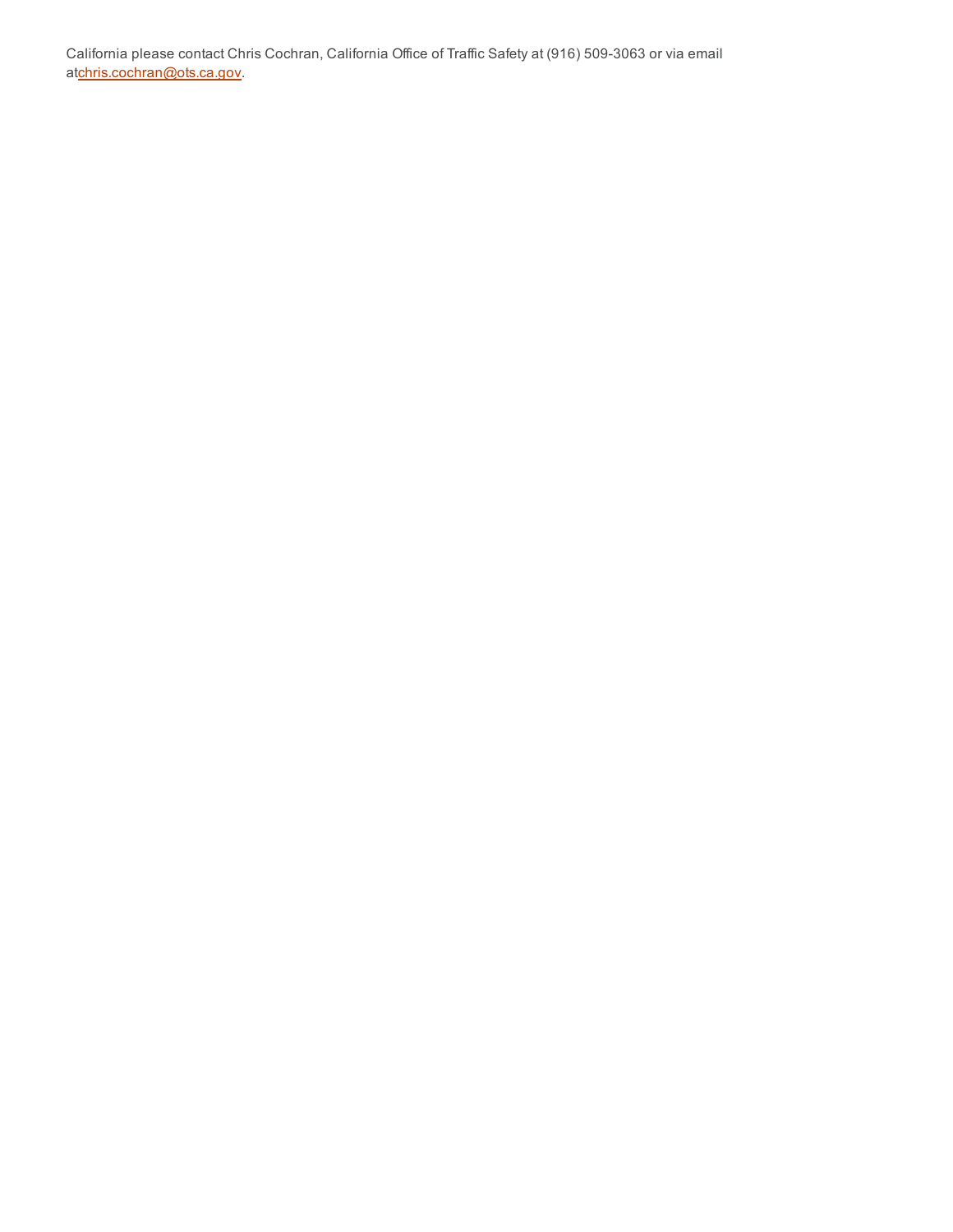California please contact Chris Cochran, California Office of Traffic Safety at (916) 509-3063 or via email atchris.cochran@ots.ca.gov.